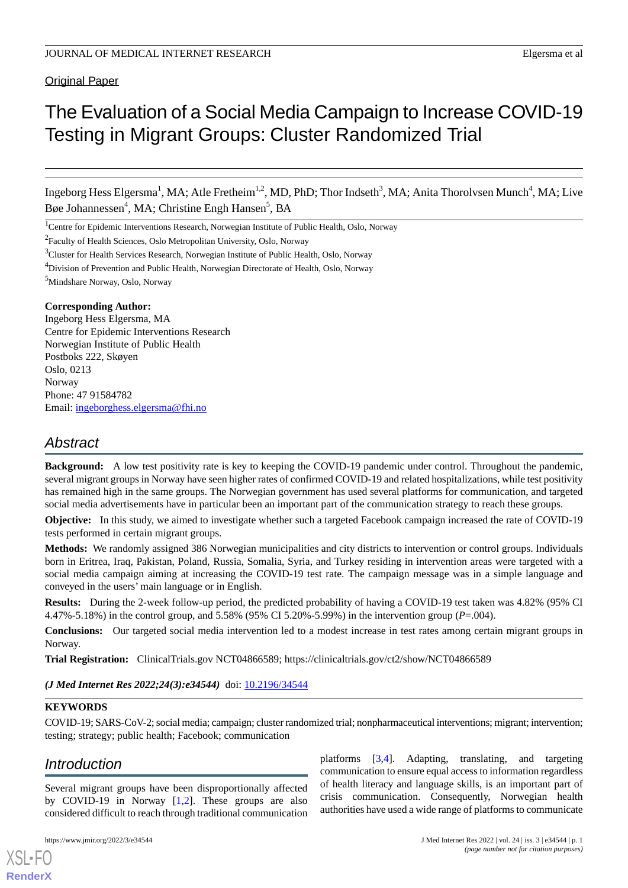Original Paper

# The Evaluation of a Social Media Campaign to Increase COVID-19 Testing in Migrant Groups: Cluster Randomized Trial

Ingeborg Hess Elgersma[1], MA; Atle Fretheim[1,2], MD, PhD; Thor Indseth[3], MA; Anita Thorolvsen Munch[4], MA; Live Bøe Johannessen[4], MA; Christine Engh Hansen[5], BA

[1]Centre for Epidemic Interventions Research, Norwegian Institute of Public Health, Oslo, Norway

[2]Faculty of Health Sciences, Oslo Metropolitan University, Oslo, Norway

[3]Cluster for Health Services Research, Norwegian Institute of Public Health, Oslo, Norway

[4]Division of Prevention and Public Health, Norwegian Directorate of Health, Oslo, Norway

[5]Mindshare Norway, Oslo, Norway

**Corresponding Author:**
Ingeborg Hess Elgersma, MA
Centre for Epidemic Interventions Research
Norwegian Institute of Public Health
Postboks 222, Skøyen
Oslo, 0213
Norway
Phone: 47 91584782
Email: ingeborghess.elgersma@fhi.no

## Abstract

**Background:** A low test positivity rate is key to keeping the COVID-19 pandemic under control. Throughout the pandemic, several migrant groups in Norway have seen higher rates of confirmed COVID-19 and related hospitalizations, while test positivity has remained high in the same groups. The Norwegian government has used several platforms for communication, and targeted social media advertisements have in particular been an important part of the communication strategy to reach these groups.

**Objective:** In this study, we aimed to investigate whether such a targeted Facebook campaign increased the rate of COVID-19 tests performed in certain migrant groups.

**Methods:** We randomly assigned 386 Norwegian municipalities and city districts to intervention or control groups. Individuals born in Eritrea, Iraq, Pakistan, Poland, Russia, Somalia, Syria, and Turkey residing in intervention areas were targeted with a social media campaign aiming at increasing the COVID-19 test rate. The campaign message was in a simple language and conveyed in the users' main language or in English.

**Results:** During the 2-week follow-up period, the predicted probability of having a COVID-19 test taken was 4.82% (95% CI 4.47%-5.18%) in the control group, and 5.58% (95% CI 5.20%-5.99%) in the intervention group (*P*=.004).

**Conclusions:** Our targeted social media intervention led to a modest increase in test rates among certain migrant groups in Norway.

**Trial Registration:** ClinicalTrials.gov NCT04866589; https://clinicaltrials.gov/ct2/show/NCT04866589

***(J Med Internet Res 2022;24(3):e34544)*** doi: 10.2196/34544

**KEYWORDS**

COVID-19; SARS-CoV-2; social media; campaign; cluster randomized trial; nonpharmaceutical interventions; migrant; intervention; testing; strategy; public health; Facebook; communication

## Introduction

Several migrant groups have been disproportionally affected by COVID-19 in Norway [1,2]. These groups are also considered difficult to reach through traditional communication platforms [3,4]. Adapting, translating, and targeting communication to ensure equal access to information regardless of health literacy and language skills, is an important part of crisis communication. Consequently, Norwegian health authorities have used a wide range of platforms to communicate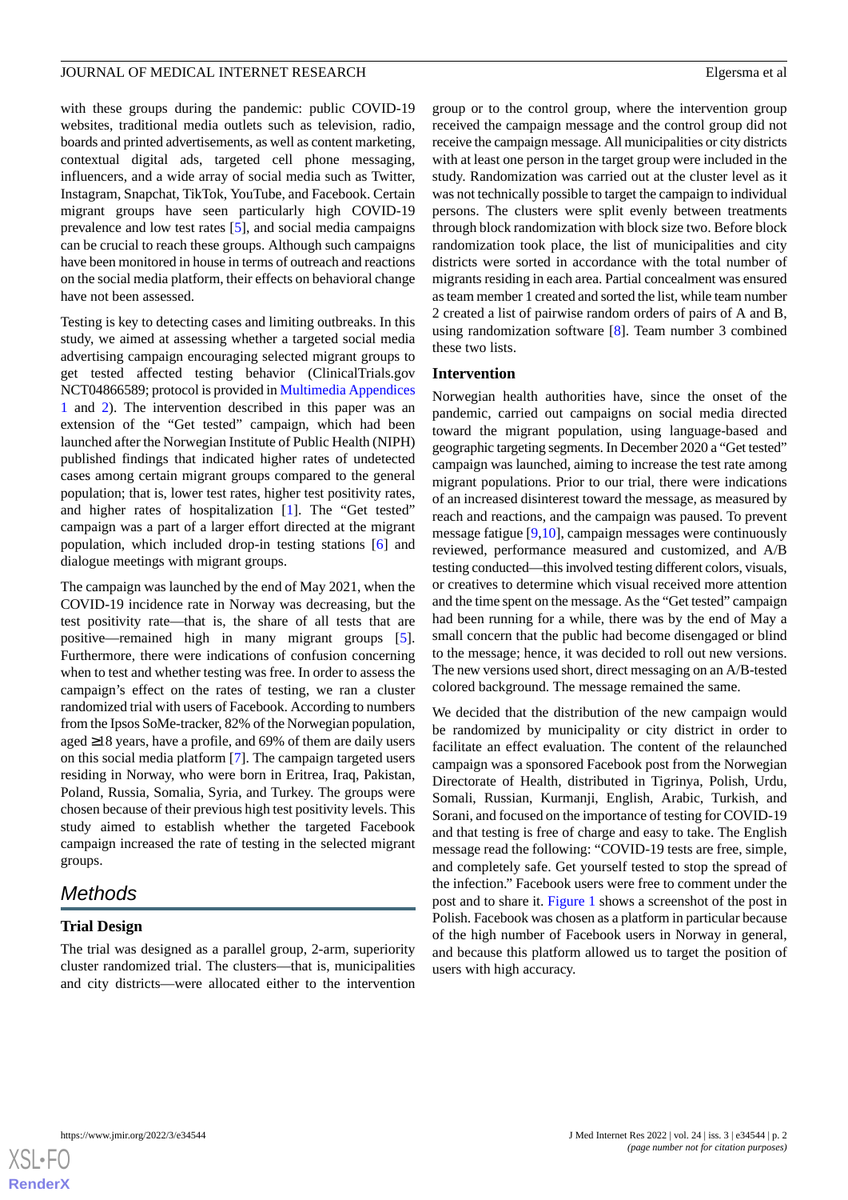with these groups during the pandemic: public COVID-19 websites, traditional media outlets such as television, radio, boards and printed advertisements, as well as content marketing, contextual digital ads, targeted cell phone messaging, influencers, and a wide array of social media such as Twitter, Instagram, Snapchat, TikTok, YouTube, and Facebook. Certain migrant groups have seen particularly high COVID-19 prevalence and low test rates [5], and social media campaigns can be crucial to reach these groups. Although such campaigns have been monitored in house in terms of outreach and reactions on the social media platform, their effects on behavioral change have not been assessed.

Testing is key to detecting cases and limiting outbreaks. In this study, we aimed at assessing whether a targeted social media advertising campaign encouraging selected migrant groups to get tested affected testing behavior (ClinicalTrials.gov NCT04866589; protocol is provided in Multimedia Appendices 1 and 2). The intervention described in this paper was an extension of the "Get tested" campaign, which had been launched after the Norwegian Institute of Public Health (NIPH) published findings that indicated higher rates of undetected cases among certain migrant groups compared to the general population; that is, lower test rates, higher test positivity rates, and higher rates of hospitalization [1]. The "Get tested" campaign was a part of a larger effort directed at the migrant population, which included drop-in testing stations [6] and dialogue meetings with migrant groups.

The campaign was launched by the end of May 2021, when the COVID-19 incidence rate in Norway was decreasing, but the test positivity rate—that is, the share of all tests that are positive—remained high in many migrant groups [5]. Furthermore, there were indications of confusion concerning when to test and whether testing was free. In order to assess the campaign's effect on the rates of testing, we ran a cluster randomized trial with users of Facebook. According to numbers from the Ipsos SoMe-tracker, 82% of the Norwegian population, aged ≥18 years, have a profile, and 69% of them are daily users on this social media platform [7]. The campaign targeted users residing in Norway, who were born in Eritrea, Iraq, Pakistan, Poland, Russia, Somalia, Syria, and Turkey. The groups were chosen because of their previous high test positivity levels. This study aimed to establish whether the targeted Facebook campaign increased the rate of testing in the selected migrant groups.

## Methods

### Trial Design

The trial was designed as a parallel group, 2-arm, superiority cluster randomized trial. The clusters—that is, municipalities and city districts—were allocated either to the intervention group or to the control group, where the intervention group received the campaign message and the control group did not receive the campaign message. All municipalities or city districts with at least one person in the target group were included in the study. Randomization was carried out at the cluster level as it was not technically possible to target the campaign to individual persons. The clusters were split evenly between treatments through block randomization with block size two. Before block randomization took place, the list of municipalities and city districts were sorted in accordance with the total number of migrants residing in each area. Partial concealment was ensured as team member 1 created and sorted the list, while team number 2 created a list of pairwise random orders of pairs of A and B, using randomization software [8]. Team number 3 combined these two lists.

### Intervention

Norwegian health authorities have, since the onset of the pandemic, carried out campaigns on social media directed toward the migrant population, using language-based and geographic targeting segments. In December 2020 a "Get tested" campaign was launched, aiming to increase the test rate among migrant populations. Prior to our trial, there were indications of an increased disinterest toward the message, as measured by reach and reactions, and the campaign was paused. To prevent message fatigue [9,10], campaign messages were continuously reviewed, performance measured and customized, and A/B testing conducted—this involved testing different colors, visuals, or creatives to determine which visual received more attention and the time spent on the message. As the "Get tested" campaign had been running for a while, there was by the end of May a small concern that the public had become disengaged or blind to the message; hence, it was decided to roll out new versions. The new versions used short, direct messaging on an A/B-tested colored background. The message remained the same.

We decided that the distribution of the new campaign would be randomized by municipality or city district in order to facilitate an effect evaluation. The content of the relaunched campaign was a sponsored Facebook post from the Norwegian Directorate of Health, distributed in Tigrinya, Polish, Urdu, Somali, Russian, Kurmanji, English, Arabic, Turkish, and Sorani, and focused on the importance of testing for COVID-19 and that testing is free of charge and easy to take. The English message read the following: "COVID-19 tests are free, simple, and completely safe. Get yourself tested to stop the spread of the infection." Facebook users were free to comment under the post and to share it. Figure 1 shows a screenshot of the post in Polish. Facebook was chosen as a platform in particular because of the high number of Facebook users in Norway in general, and because this platform allowed us to target the position of users with high accuracy.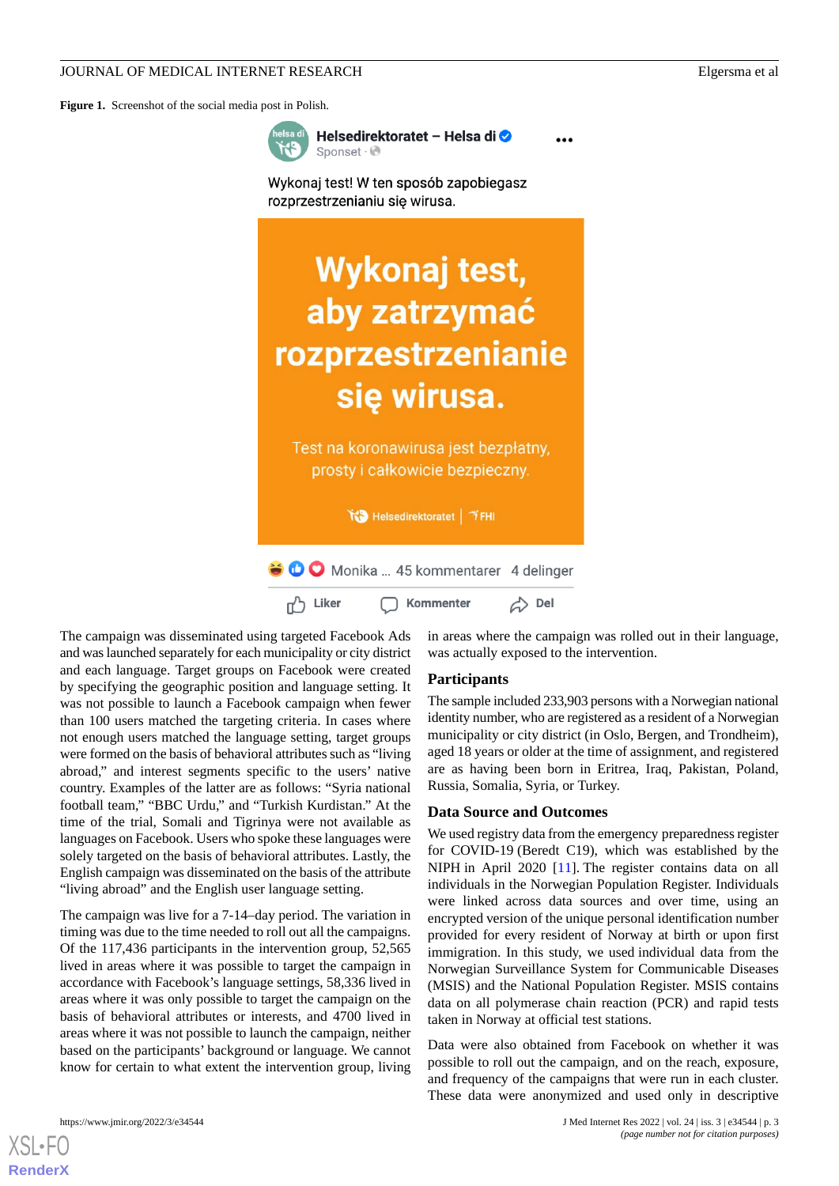**Figure 1.** Screenshot of the social media post in Polish.

The campaign was disseminated using targeted Facebook Ads and was launched separately for each municipality or city district and each language. Target groups on Facebook were created by specifying the geographic position and language setting. It was not possible to launch a Facebook campaign when fewer than 100 users matched the targeting criteria. In cases where not enough users matched the language setting, target groups were formed on the basis of behavioral attributes such as "living abroad," and interest segments specific to the users' native country. Examples of the latter are as follows: "Syria national football team," "BBC Urdu," and "Turkish Kurdistan." At the time of the trial, Somali and Tigrinya were not available as languages on Facebook. Users who spoke these languages were solely targeted on the basis of behavioral attributes. Lastly, the English campaign was disseminated on the basis of the attribute "living abroad" and the English user language setting.

The campaign was live for a 7-14–day period. The variation in timing was due to the time needed to roll out all the campaigns. Of the 117,436 participants in the intervention group, 52,565 lived in areas where it was possible to target the campaign in accordance with Facebook's language settings, 58,336 lived in areas where it was only possible to target the campaign on the basis of behavioral attributes or interests, and 4700 lived in areas where it was not possible to launch the campaign, neither based on the participants' background or language. We cannot know for certain to what extent the intervention group, living in areas where the campaign was rolled out in their language, was actually exposed to the intervention.

## Participants

The sample included 233,903 persons with a Norwegian national identity number, who are registered as a resident of a Norwegian municipality or city district (in Oslo, Bergen, and Trondheim), aged 18 years or older at the time of assignment, and registered are as having been born in Eritrea, Iraq, Pakistan, Poland, Russia, Somalia, Syria, or Turkey.

## Data Source and Outcomes

We used registry data from the emergency preparedness register for COVID-19 (Beredt C19), which was established by the NIPH in April 2020 [11]. The register contains data on all individuals in the Norwegian Population Register. Individuals were linked across data sources and over time, using an encrypted version of the unique personal identification number provided for every resident of Norway at birth or upon first immigration. In this study, we used individual data from the Norwegian Surveillance System for Communicable Diseases (MSIS) and the National Population Register. MSIS contains data on all polymerase chain reaction (PCR) and rapid tests taken in Norway at official test stations.

Data were also obtained from Facebook on whether it was possible to roll out the campaign, and on the reach, exposure, and frequency of the campaigns that were run in each cluster. These data were anonymized and used only in descriptive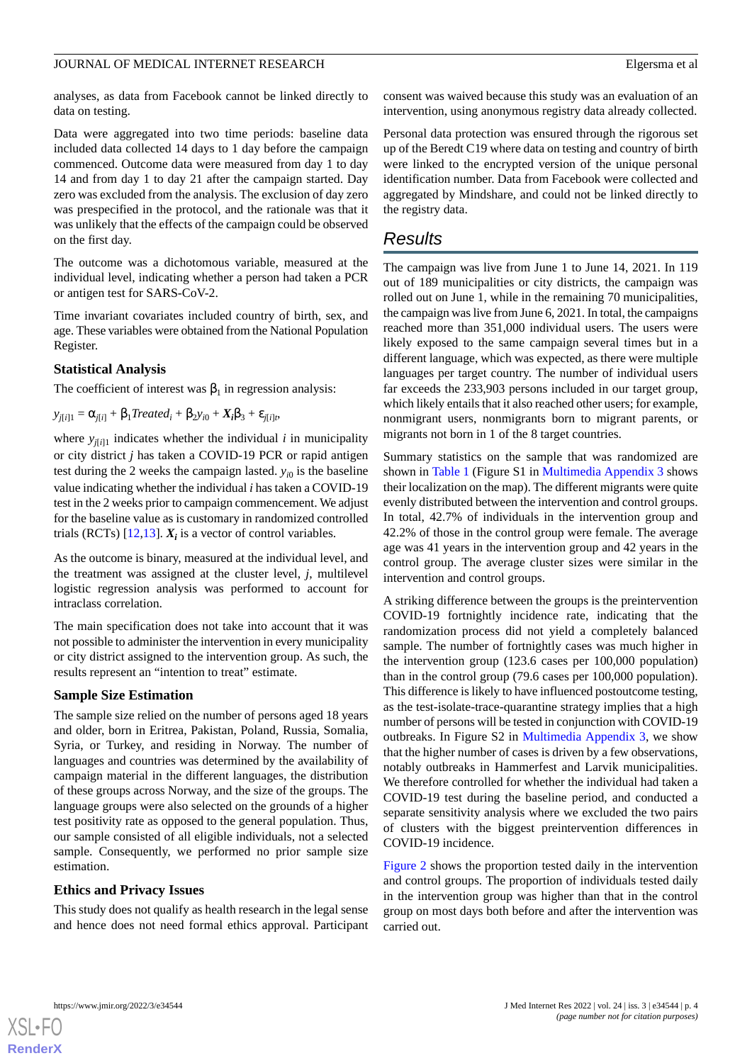analyses, as data from Facebook cannot be linked directly to data on testing.

Data were aggregated into two time periods: baseline data included data collected 14 days to 1 day before the campaign commenced. Outcome data were measured from day 1 to day 14 and from day 1 to day 21 after the campaign started. Day zero was excluded from the analysis. The exclusion of day zero was prespecified in the protocol, and the rationale was that it was unlikely that the effects of the campaign could be observed on the first day.

The outcome was a dichotomous variable, measured at the individual level, indicating whether a person had taken a PCR or antigen test for SARS-CoV-2.

Time invariant covariates included country of birth, sex, and age. These variables were obtained from the National Population Register.

### Statistical Analysis

The coefficient of interest was $\beta_1$ in regression analysis:

$$y_{j[i]1} = \alpha_{j[i]} + \beta_1 Treated_i + \beta_2 y_{i0} + \boldsymbol{X_i}\beta_3 + \varepsilon_{j[i]t},$$

where $y_{j[i]1}$ indicates whether the individual $i$ in municipality or city district $j$ has taken a COVID-19 PCR or rapid antigen test during the 2 weeks the campaign lasted. $y_{i0}$ is the baseline value indicating whether the individual $i$ has taken a COVID-19 test in the 2 weeks prior to campaign commencement. We adjust for the baseline value as is customary in randomized controlled trials (RCTs) [12,13]. $\boldsymbol{X_i}$ is a vector of control variables.

As the outcome is binary, measured at the individual level, and the treatment was assigned at the cluster level, $j$, multilevel logistic regression analysis was performed to account for intraclass correlation.

The main specification does not take into account that it was not possible to administer the intervention in every municipality or city district assigned to the intervention group. As such, the results represent an "intention to treat" estimate.

### Sample Size Estimation

The sample size relied on the number of persons aged 18 years and older, born in Eritrea, Pakistan, Poland, Russia, Somalia, Syria, or Turkey, and residing in Norway. The number of languages and countries was determined by the availability of campaign material in the different languages, the distribution of these groups across Norway, and the size of the groups. The language groups were also selected on the grounds of a higher test positivity rate as opposed to the general population. Thus, our sample consisted of all eligible individuals, not a selected sample. Consequently, we performed no prior sample size estimation.

### Ethics and Privacy Issues

This study does not qualify as health research in the legal sense and hence does not need formal ethics approval. Participant consent was waived because this study was an evaluation of an intervention, using anonymous registry data already collected.

Personal data protection was ensured through the rigorous set up of the Beredt C19 where data on testing and country of birth were linked to the encrypted version of the unique personal identification number. Data from Facebook were collected and aggregated by Mindshare, and could not be linked directly to the registry data.

## Results

The campaign was live from June 1 to June 14, 2021. In 119 out of 189 municipalities or city districts, the campaign was rolled out on June 1, while in the remaining 70 municipalities, the campaign was live from June 6, 2021. In total, the campaigns reached more than 351,000 individual users. The users were likely exposed to the same campaign several times but in a different language, which was expected, as there were multiple languages per target country. The number of individual users far exceeds the 233,903 persons included in our target group, which likely entails that it also reached other users; for example, nonmigrant users, nonmigrants born to migrant parents, or migrants not born in 1 of the 8 target countries.

Summary statistics on the sample that was randomized are shown in Table 1 (Figure S1 in Multimedia Appendix 3 shows their localization on the map). The different migrants were quite evenly distributed between the intervention and control groups. In total, 42.7% of individuals in the intervention group and 42.2% of those in the control group were female. The average age was 41 years in the intervention group and 42 years in the control group. The average cluster sizes were similar in the intervention and control groups.

A striking difference between the groups is the preintervention COVID-19 fortnightly incidence rate, indicating that the randomization process did not yield a completely balanced sample. The number of fortnightly cases was much higher in the intervention group (123.6 cases per 100,000 population) than in the control group (79.6 cases per 100,000 population). This difference is likely to have influenced postoutcome testing, as the test-isolate-trace-quarantine strategy implies that a high number of persons will be tested in conjunction with COVID-19 outbreaks. In Figure S2 in Multimedia Appendix 3, we show that the higher number of cases is driven by a few observations, notably outbreaks in Hammerfest and Larvik municipalities. We therefore controlled for whether the individual had taken a COVID-19 test during the baseline period, and conducted a separate sensitivity analysis where we excluded the two pairs of clusters with the biggest preintervention differences in COVID-19 incidence.

Figure 2 shows the proportion tested daily in the intervention and control groups. The proportion of individuals tested daily in the intervention group was higher than that in the control group on most days both before and after the intervention was carried out.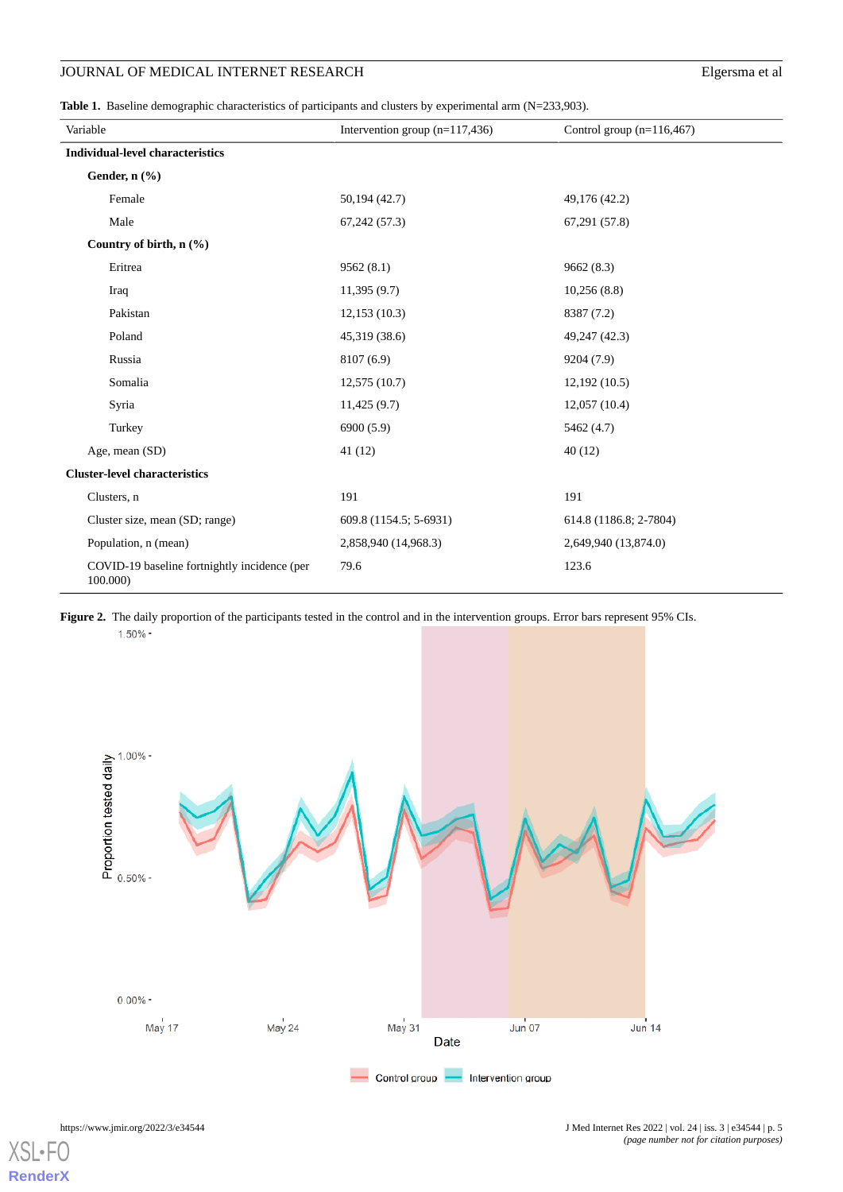**Table 1.** Baseline demographic characteristics of participants and clusters by experimental arm (N=233,903).

| Variable | Intervention group (n=117,436) | Control group (n=116,467) |
|---|---|---|
| **Individual-level characteristics** | | |
| **Gender, n (%)** | | |
| Female | 50,194 (42.7) | 49,176 (42.2) |
| Male | 67,242 (57.3) | 67,291 (57.8) |
| **Country of birth, n (%)** | | |
| Eritrea | 9562 (8.1) | 9662 (8.3) |
| Iraq | 11,395 (9.7) | 10,256 (8.8) |
| Pakistan | 12,153 (10.3) | 8387 (7.2) |
| Poland | 45,319 (38.6) | 49,247 (42.3) |
| Russia | 8107 (6.9) | 9204 (7.9) |
| Somalia | 12,575 (10.7) | 12,192 (10.5) |
| Syria | 11,425 (9.7) | 12,057 (10.4) |
| Turkey | 6900 (5.9) | 5462 (4.7) |
| Age, mean (SD) | 41 (12) | 40 (12) |
| **Cluster-level characteristics** | | |
| Clusters, n | 191 | 191 |
| Cluster size, mean (SD; range) | 609.8 (1154.5; 5-6931) | 614.8 (1186.8; 2-7804) |
| Population, n (mean) | 2,858,940 (14,968.3) | 2,649,940 (13,874.0) |
| COVID-19 baseline fortnightly incidence (per 100.000) | 79.6 | 123.6 |

**Figure 2.** The daily proportion of the participants tested in the control and in the intervention groups. Error bars represent 95% CIs.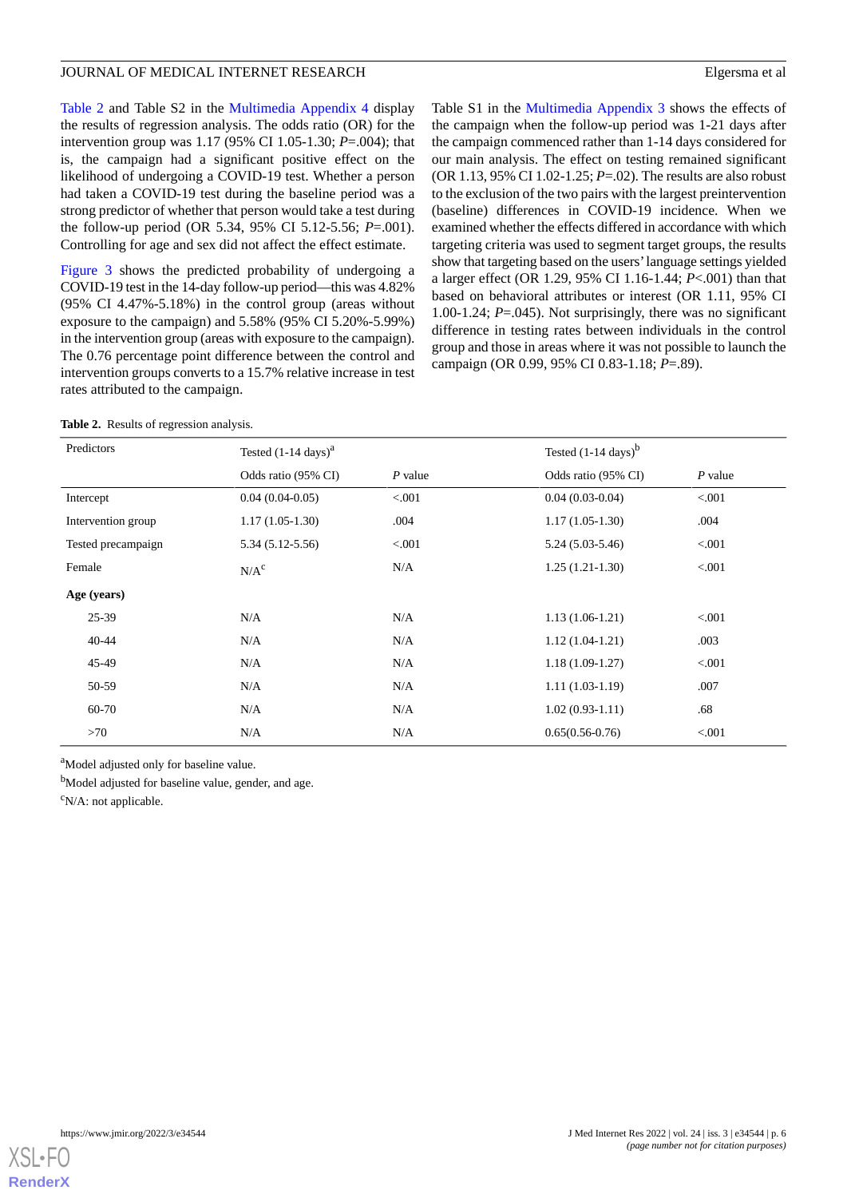Table 2 and Table S2 in the Multimedia Appendix 4 display the results of regression analysis. The odds ratio (OR) for the intervention group was 1.17 (95% CI 1.05-1.30; *P*=.004); that is, the campaign had a significant positive effect on the likelihood of undergoing a COVID-19 test. Whether a person had taken a COVID-19 test during the baseline period was a strong predictor of whether that person would take a test during the follow-up period (OR 5.34, 95% CI 5.12-5.56; *P*=.001). Controlling for age and sex did not affect the effect estimate.

Figure 3 shows the predicted probability of undergoing a COVID-19 test in the 14-day follow-up period—this was 4.82% (95% CI 4.47%-5.18%) in the control group (areas without exposure to the campaign) and 5.58% (95% CI 5.20%-5.99%) in the intervention group (areas with exposure to the campaign). The 0.76 percentage point difference between the control and intervention groups converts to a 15.7% relative increase in test rates attributed to the campaign.

Table S1 in the Multimedia Appendix 3 shows the effects of the campaign when the follow-up period was 1-21 days after the campaign commenced rather than 1-14 days considered for our main analysis. The effect on testing remained significant (OR 1.13, 95% CI 1.02-1.25; *P*=.02). The results are also robust to the exclusion of the two pairs with the largest preintervention (baseline) differences in COVID-19 incidence. When we examined whether the effects differed in accordance with which targeting criteria was used to segment target groups, the results show that targeting based on the users' language settings yielded a larger effect (OR 1.29, 95% CI 1.16-1.44; *P*<.001) than that based on behavioral attributes or interest (OR 1.11, 95% CI 1.00-1.24; *P*=.045). Not surprisingly, there was no significant difference in testing rates between individuals in the control group and those in areas where it was not possible to launch the campaign (OR 0.99, 95% CI 0.83-1.18; *P*=.89).

**Table 2.** Results of regression analysis.

| Predictors | Tested (1-14 days)[a] | | Tested (1-14 days)[b] | |
|---|---|---|---|---|
| | Odds ratio (95% CI) | *P* value | Odds ratio (95% CI) | *P* value |
| Intercept | 0.04 (0.04-0.05) | <.001 | 0.04 (0.03-0.04) | <.001 |
| Intervention group | 1.17 (1.05-1.30) | .004 | 1.17 (1.05-1.30) | .004 |
| Tested precampaign | 5.34 (5.12-5.56) | <.001 | 5.24 (5.03-5.46) | <.001 |
| Female | N/A[c] | N/A | 1.25 (1.21-1.30) | <.001 |
| **Age (years)** | | | | |
| 25-39 | N/A | N/A | 1.13 (1.06-1.21) | <.001 |
| 40-44 | N/A | N/A | 1.12 (1.04-1.21) | .003 |
| 45-49 | N/A | N/A | 1.18 (1.09-1.27) | <.001 |
| 50-59 | N/A | N/A | 1.11 (1.03-1.19) | .007 |
| 60-70 | N/A | N/A | 1.02 (0.93-1.11) | .68 |
| >70 | N/A | N/A | 0.65(0.56-0.76) | <.001 |

[a]Model adjusted only for baseline value.

[b]Model adjusted for baseline value, gender, and age.

[c]N/A: not applicable.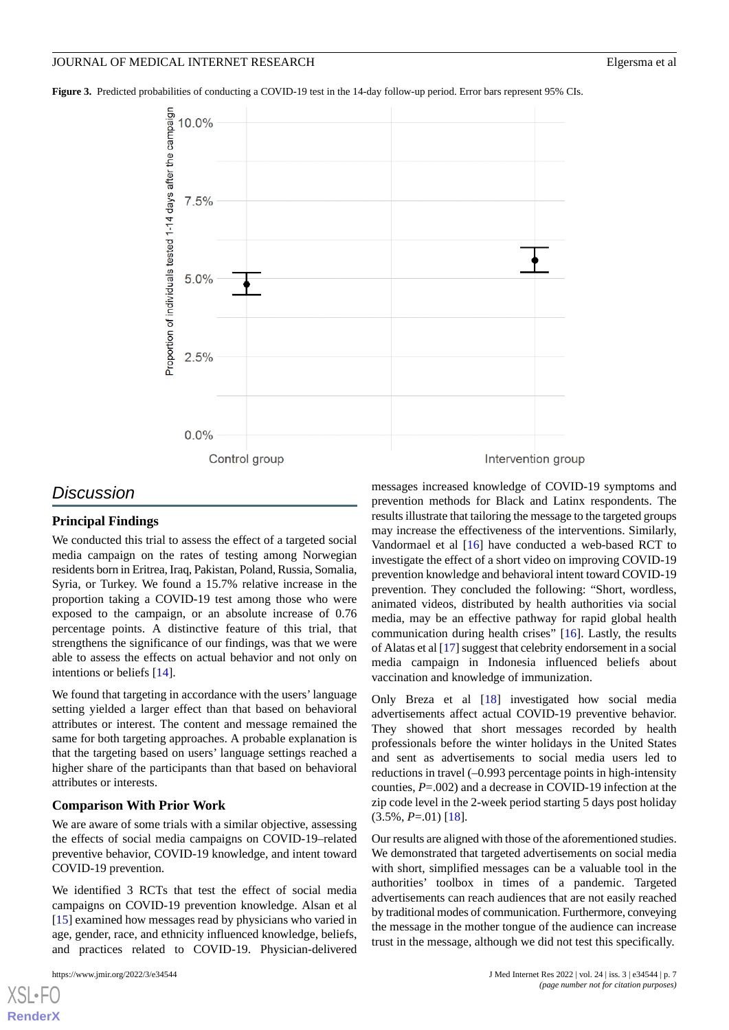**Figure 3.** Predicted probabilities of conducting a COVID-19 test in the 14-day follow-up period. Error bars represent 95% CIs.

## Discussion

### Principal Findings

We conducted this trial to assess the effect of a targeted social media campaign on the rates of testing among Norwegian residents born in Eritrea, Iraq, Pakistan, Poland, Russia, Somalia, Syria, or Turkey. We found a 15.7% relative increase in the proportion taking a COVID-19 test among those who were exposed to the campaign, or an absolute increase of 0.76 percentage points. A distinctive feature of this trial, that strengthens the significance of our findings, was that we were able to assess the effects on actual behavior and not only on intentions or beliefs [14].

We found that targeting in accordance with the users' language setting yielded a larger effect than that based on behavioral attributes or interest. The content and message remained the same for both targeting approaches. A probable explanation is that the targeting based on users' language settings reached a higher share of the participants than that based on behavioral attributes or interests.

### Comparison With Prior Work

We are aware of some trials with a similar objective, assessing the effects of social media campaigns on COVID-19–related preventive behavior, COVID-19 knowledge, and intent toward COVID-19 prevention.

We identified 3 RCTs that test the effect of social media campaigns on COVID-19 prevention knowledge. Alsan et al [15] examined how messages read by physicians who varied in age, gender, race, and ethnicity influenced knowledge, beliefs, and practices related to COVID-19. Physician-delivered messages increased knowledge of COVID-19 symptoms and prevention methods for Black and Latinx respondents. The results illustrate that tailoring the message to the targeted groups may increase the effectiveness of the interventions. Similarly, Vandormael et al [16] have conducted a web-based RCT to investigate the effect of a short video on improving COVID-19 prevention knowledge and behavioral intent toward COVID-19 prevention. They concluded the following: "Short, wordless, animated videos, distributed by health authorities via social media, may be an effective pathway for rapid global health communication during health crises" [16]. Lastly, the results of Alatas et al [17] suggest that celebrity endorsement in a social media campaign in Indonesia influenced beliefs about vaccination and knowledge of immunization.

Only Breza et al [18] investigated how social media advertisements affect actual COVID-19 preventive behavior. They showed that short messages recorded by health professionals before the winter holidays in the United States and sent as advertisements to social media users led to reductions in travel (–0.993 percentage points in high-intensity counties, *P*=.002) and a decrease in COVID-19 infection at the zip code level in the 2-week period starting 5 days post holiday (3.5%, *P*=.01) [18].

Our results are aligned with those of the aforementioned studies. We demonstrated that targeted advertisements on social media with short, simplified messages can be a valuable tool in the authorities' toolbox in times of a pandemic. Targeted advertisements can reach audiences that are not easily reached by traditional modes of communication. Furthermore, conveying the message in the mother tongue of the audience can increase trust in the message, although we did not test this specifically.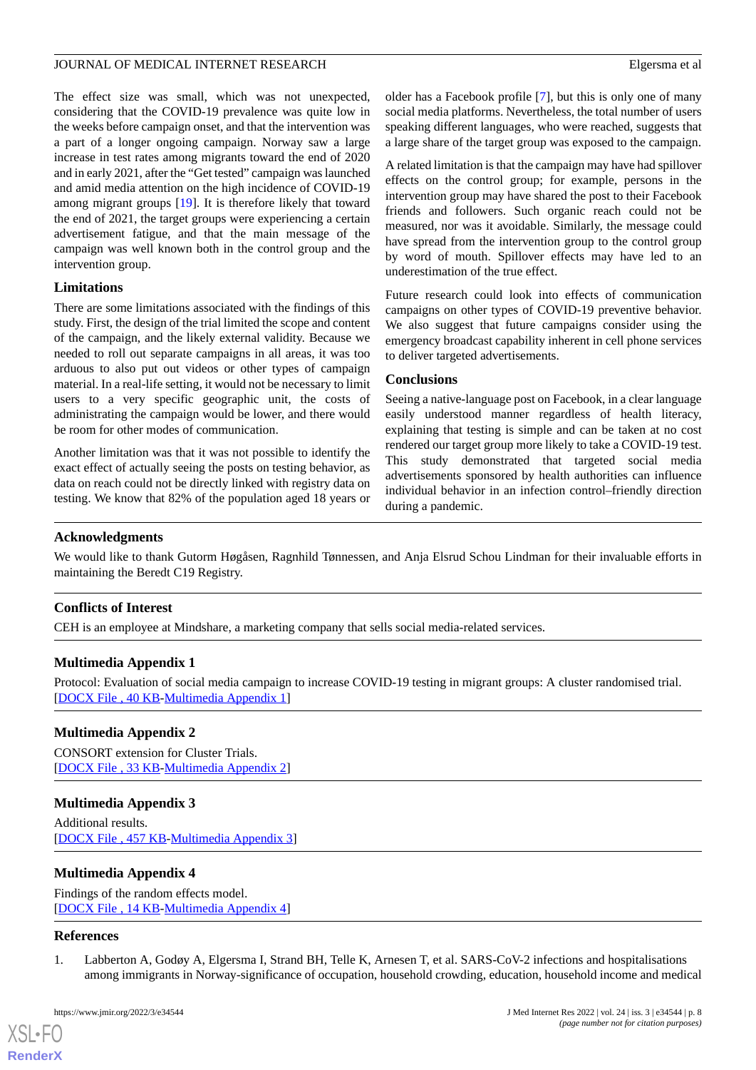The effect size was small, which was not unexpected, considering that the COVID-19 prevalence was quite low in the weeks before campaign onset, and that the intervention was a part of a longer ongoing campaign. Norway saw a large increase in test rates among migrants toward the end of 2020 and in early 2021, after the "Get tested" campaign was launched and amid media attention on the high incidence of COVID-19 among migrant groups [19]. It is therefore likely that toward the end of 2021, the target groups were experiencing a certain advertisement fatigue, and that the main message of the campaign was well known both in the control group and the intervention group.

### Limitations

There are some limitations associated with the findings of this study. First, the design of the trial limited the scope and content of the campaign, and the likely external validity. Because we needed to roll out separate campaigns in all areas, it was too arduous to also put out videos or other types of campaign material. In a real-life setting, it would not be necessary to limit users to a very specific geographic unit, the costs of administrating the campaign would be lower, and there would be room for other modes of communication.

Another limitation was that it was not possible to identify the exact effect of actually seeing the posts on testing behavior, as data on reach could not be directly linked with registry data on testing. We know that 82% of the population aged 18 years or older has a Facebook profile [7], but this is only one of many social media platforms. Nevertheless, the total number of users speaking different languages, who were reached, suggests that a large share of the target group was exposed to the campaign.

A related limitation is that the campaign may have had spillover effects on the control group; for example, persons in the intervention group may have shared the post to their Facebook friends and followers. Such organic reach could not be measured, nor was it avoidable. Similarly, the message could have spread from the intervention group to the control group by word of mouth. Spillover effects may have led to an underestimation of the true effect.

Future research could look into effects of communication campaigns on other types of COVID-19 preventive behavior. We also suggest that future campaigns consider using the emergency broadcast capability inherent in cell phone services to deliver targeted advertisements.

### Conclusions

Seeing a native-language post on Facebook, in a clear language easily understood manner regardless of health literacy, explaining that testing is simple and can be taken at no cost rendered our target group more likely to take a COVID-19 test. This study demonstrated that targeted social media advertisements sponsored by health authorities can influence individual behavior in an infection control–friendly direction during a pandemic.

## Acknowledgments

We would like to thank Gutorm Høgåsen, Ragnhild Tønnessen, and Anja Elsrud Schou Lindman for their invaluable efforts in maintaining the Beredt C19 Registry.

## Conflicts of Interest

CEH is an employee at Mindshare, a marketing company that sells social media-related services.

## Multimedia Appendix 1

Protocol: Evaluation of social media campaign to increase COVID-19 testing in migrant groups: A cluster randomised trial.
[DOCX File , 40 KB-Multimedia Appendix 1]

## Multimedia Appendix 2

CONSORT extension for Cluster Trials.
[DOCX File , 33 KB-Multimedia Appendix 2]

## Multimedia Appendix 3

Additional results.
[DOCX File , 457 KB-Multimedia Appendix 3]

## Multimedia Appendix 4

Findings of the random effects model.
[DOCX File , 14 KB-Multimedia Appendix 4]

## References

1. Labberton A, Godøy A, Elgersma I, Strand BH, Telle K, Arnesen T, et al. SARS-CoV-2 infections and hospitalisations among immigrants in Norway-significance of occupation, household crowding, education, household income and medical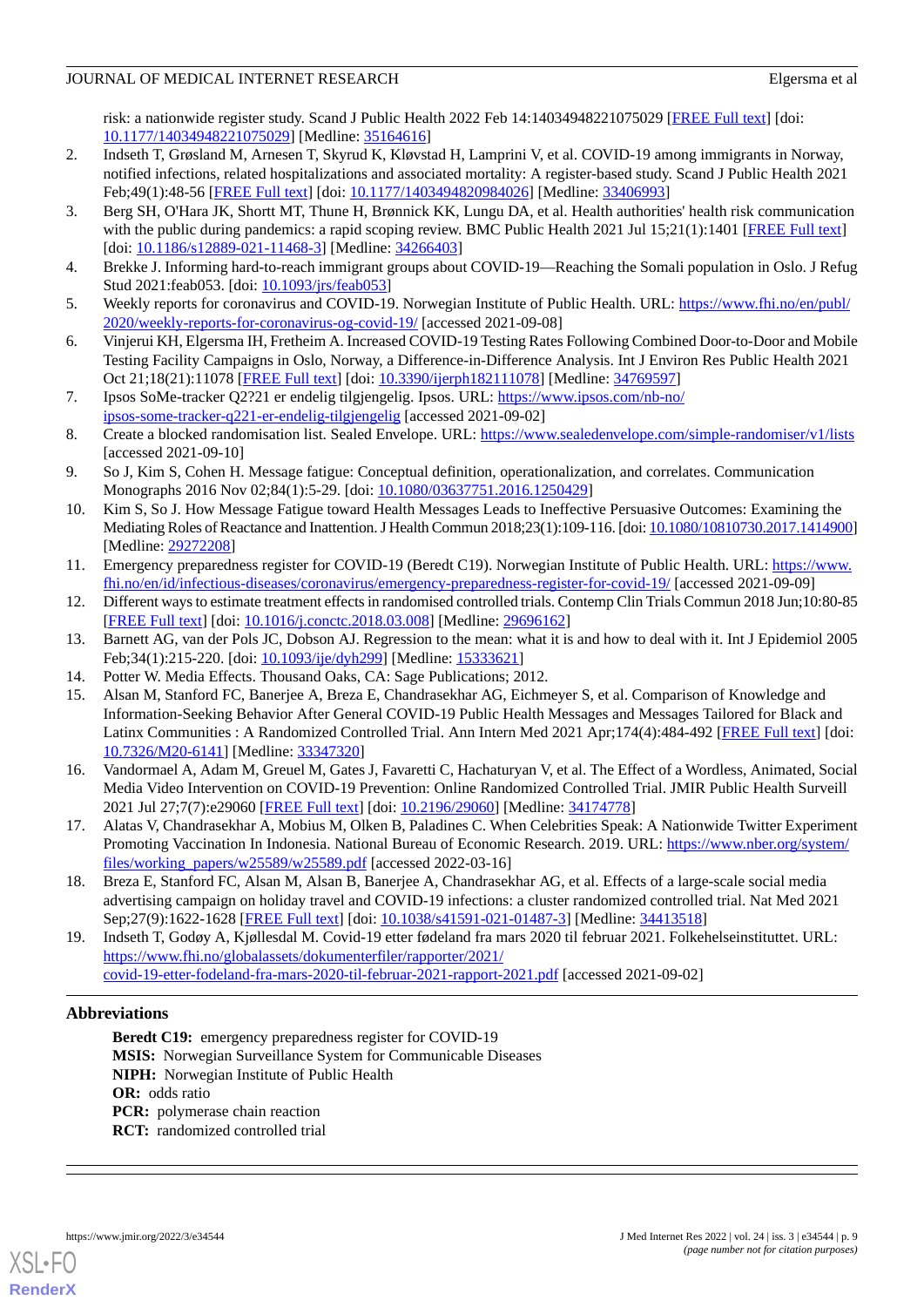risk: a nationwide register study. Scand J Public Health 2022 Feb 14:14034948221075029 [FREE Full text] [doi: 10.1177/14034948221075029] [Medline: 35164616]

2. Indseth T, Grøsland M, Arnesen T, Skyrud K, Kløvstad H, Lamprini V, et al. COVID-19 among immigrants in Norway, notified infections, related hospitalizations and associated mortality: A register-based study. Scand J Public Health 2021 Feb;49(1):48-56 [FREE Full text] [doi: 10.1177/1403494820984026] [Medline: 33406993]
3. Berg SH, O'Hara JK, Shortt MT, Thune H, Brønnick KK, Lungu DA, et al. Health authorities' health risk communication with the public during pandemics: a rapid scoping review. BMC Public Health 2021 Jul 15;21(1):1401 [FREE Full text] [doi: 10.1186/s12889-021-11468-3] [Medline: 34266403]
4. Brekke J. Informing hard-to-reach immigrant groups about COVID-19—Reaching the Somali population in Oslo. J Refug Stud 2021:feab053. [doi: 10.1093/jrs/feab053]
5. Weekly reports for coronavirus and COVID-19. Norwegian Institute of Public Health. URL: https://www.fhi.no/en/publ/2020/weekly-reports-for-coronavirus-og-covid-19/ [accessed 2021-09-08]
6. Vinjerui KH, Elgersma IH, Fretheim A. Increased COVID-19 Testing Rates Following Combined Door-to-Door and Mobile Testing Facility Campaigns in Oslo, Norway, a Difference-in-Difference Analysis. Int J Environ Res Public Health 2021 Oct 21;18(21):11078 [FREE Full text] [doi: 10.3390/ijerph182111078] [Medline: 34769597]
7. Ipsos SoMe-tracker Q2?21 er endelig tilgjengelig. Ipsos. URL: https://www.ipsos.com/nb-no/ipsos-some-tracker-q221-er-endelig-tilgjengelig [accessed 2021-09-02]
8. Create a blocked randomisation list. Sealed Envelope. URL: https://www.sealedenvelope.com/simple-randomiser/v1/lists [accessed 2021-09-10]
9. So J, Kim S, Cohen H. Message fatigue: Conceptual definition, operationalization, and correlates. Communication Monographs 2016 Nov 02;84(1):5-29. [doi: 10.1080/03637751.2016.1250429]
10. Kim S, So J. How Message Fatigue toward Health Messages Leads to Ineffective Persuasive Outcomes: Examining the Mediating Roles of Reactance and Inattention. J Health Commun 2018;23(1):109-116. [doi: 10.1080/10810730.2017.1414900] [Medline: 29272208]
11. Emergency preparedness register for COVID-19 (Beredt C19). Norwegian Institute of Public Health. URL: https://www.fhi.no/en/id/infectious-diseases/coronavirus/emergency-preparedness-register-for-covid-19/ [accessed 2021-09-09]
12. Different ways to estimate treatment effects in randomised controlled trials. Contemp Clin Trials Commun 2018 Jun;10:80-85 [FREE Full text] [doi: 10.1016/j.conctc.2018.03.008] [Medline: 29696162]
13. Barnett AG, van der Pols JC, Dobson AJ. Regression to the mean: what it is and how to deal with it. Int J Epidemiol 2005 Feb;34(1):215-220. [doi: 10.1093/ije/dyh299] [Medline: 15333621]
14. Potter W. Media Effects. Thousand Oaks, CA: Sage Publications; 2012.
15. Alsan M, Stanford FC, Banerjee A, Breza E, Chandrasekhar AG, Eichmeyer S, et al. Comparison of Knowledge and Information-Seeking Behavior After General COVID-19 Public Health Messages and Messages Tailored for Black and Latinx Communities : A Randomized Controlled Trial. Ann Intern Med 2021 Apr;174(4):484-492 [FREE Full text] [doi: 10.7326/M20-6141] [Medline: 33347320]
16. Vandormael A, Adam M, Greuel M, Gates J, Favaretti C, Hachaturyan V, et al. The Effect of a Wordless, Animated, Social Media Video Intervention on COVID-19 Prevention: Online Randomized Controlled Trial. JMIR Public Health Surveill 2021 Jul 27;7(7):e29060 [FREE Full text] [doi: 10.2196/29060] [Medline: 34174778]
17. Alatas V, Chandrasekhar A, Mobius M, Olken B, Paladines C. When Celebrities Speak: A Nationwide Twitter Experiment Promoting Vaccination In Indonesia. National Bureau of Economic Research. 2019. URL: https://www.nber.org/system/files/working_papers/w25589/w25589.pdf [accessed 2022-03-16]
18. Breza E, Stanford FC, Alsan M, Alsan B, Banerjee A, Chandrasekhar AG, et al. Effects of a large-scale social media advertising campaign on holiday travel and COVID-19 infections: a cluster randomized controlled trial. Nat Med 2021 Sep;27(9):1622-1628 [FREE Full text] [doi: 10.1038/s41591-021-01487-3] [Medline: 34413518]
19. Indseth T, Godøy A, Kjøllesdal M. Covid-19 etter fødeland fra mars 2020 til februar 2021. Folkehelseinstituttet. URL: https://www.fhi.no/globalassets/dokumenterfiler/rapporter/2021/covid-19-etter-fodeland-fra-mars-2020-til-februar-2021-rapport-2021.pdf [accessed 2021-09-02]

## Abbreviations

**Beredt C19:** emergency preparedness register for COVID-19
**MSIS:** Norwegian Surveillance System for Communicable Diseases
**NIPH:** Norwegian Institute of Public Health
**OR:** odds ratio
**PCR:** polymerase chain reaction
**RCT:** randomized controlled trial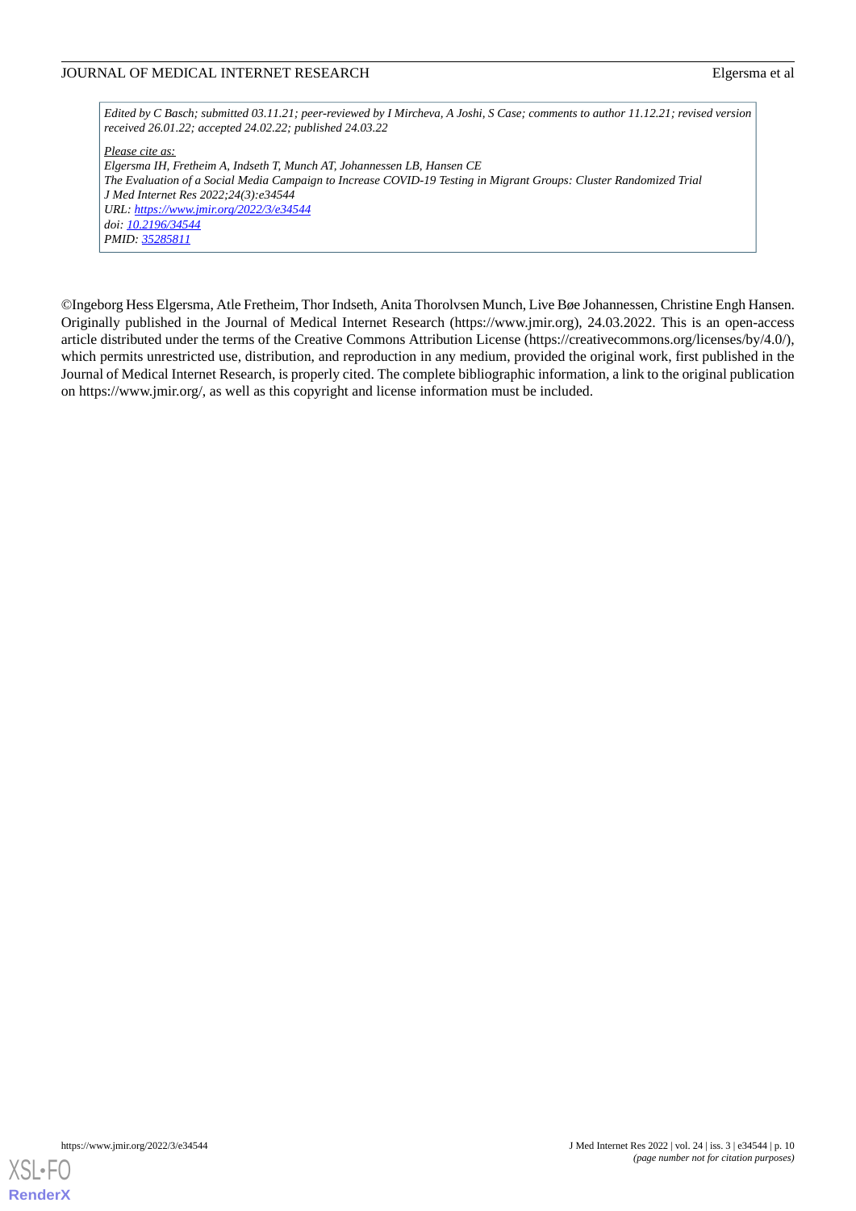*Edited by C Basch; submitted 03.11.21; peer-reviewed by I Mircheva, A Joshi, S Case; comments to author 11.12.21; revised version received 26.01.22; accepted 24.02.22; published 24.03.22*

*Please cite as:*
*Elgersma IH, Fretheim A, Indseth T, Munch AT, Johannessen LB, Hansen CE*
*The Evaluation of a Social Media Campaign to Increase COVID-19 Testing in Migrant Groups: Cluster Randomized Trial*
*J Med Internet Res 2022;24(3):e34544*
*URL: [https://www.jmir.org/2022/3/e34544](https://www.jmir.org/2022/3/e34544)*
*doi: [10.2196/34544](10.2196/34544)*
*PMID: [35285811](35285811)*

©Ingeborg Hess Elgersma, Atle Fretheim, Thor Indseth, Anita Thorolvsen Munch, Live Bøe Johannessen, Christine Engh Hansen. Originally published in the Journal of Medical Internet Research (https://www.jmir.org), 24.03.2022. This is an open-access article distributed under the terms of the Creative Commons Attribution License (https://creativecommons.org/licenses/by/4.0/), which permits unrestricted use, distribution, and reproduction in any medium, provided the original work, first published in the Journal of Medical Internet Research, is properly cited. The complete bibliographic information, a link to the original publication on https://www.jmir.org/, as well as this copyright and license information must be included.